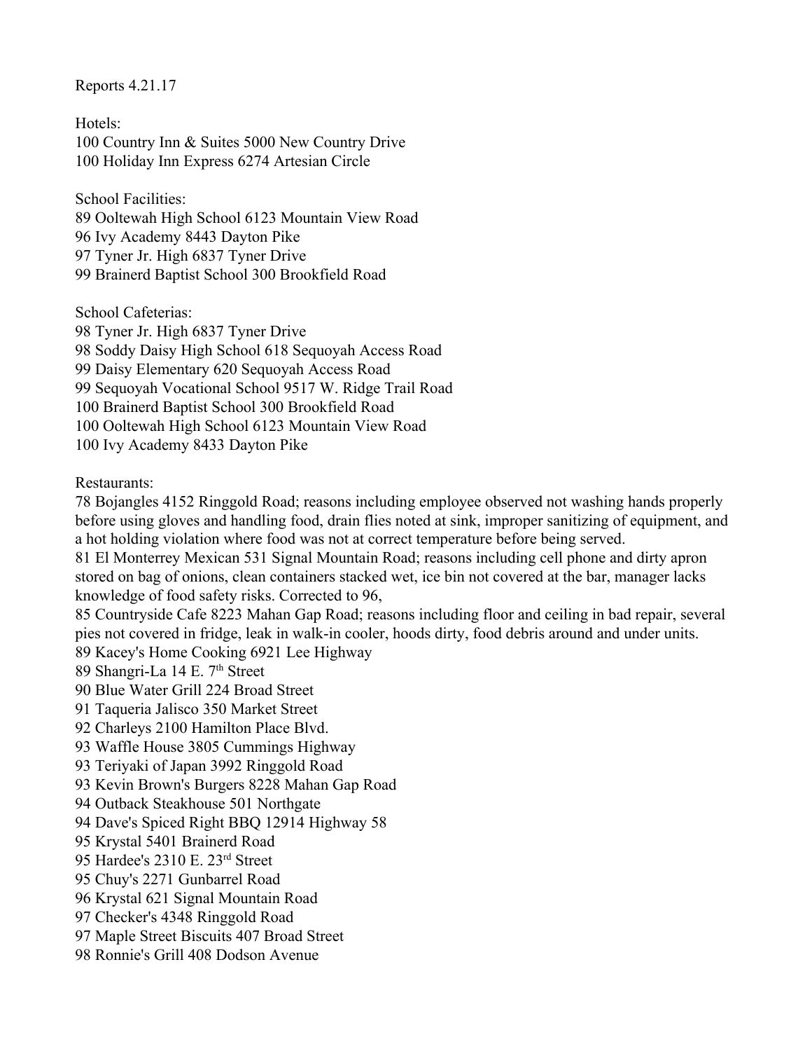Reports 4.21.17

Hotels:
100 Country Inn & Suites 5000 New Country Drive
100 Holiday Inn Express 6274 Artesian Circle

School Facilities:
89 Ooltewah High School 6123 Mountain View Road
96 Ivy Academy 8443 Dayton Pike
97 Tyner Jr. High 6837 Tyner Drive
99 Brainerd Baptist School 300 Brookfield Road

School Cafeterias:
98 Tyner Jr. High 6837 Tyner Drive
98 Soddy Daisy High School 618 Sequoyah Access Road
99 Daisy Elementary 620 Sequoyah Access Road
99 Sequoyah Vocational School 9517 W. Ridge Trail Road
100 Brainerd Baptist School 300 Brookfield Road
100 Ooltewah High School 6123 Mountain View Road
100 Ivy Academy 8433 Dayton Pike

Restaurants:
78 Bojangles 4152 Ringgold Road; reasons including employee observed not washing hands properly before using gloves and handling food, drain flies noted at sink, improper sanitizing of equipment, and a hot holding violation where food was not at correct temperature before being served.
81 El Monterrey Mexican 531 Signal Mountain Road; reasons including cell phone and dirty apron stored on bag of onions, clean containers stacked wet, ice bin not covered at the bar, manager lacks knowledge of food safety risks. Corrected to 96,
85 Countryside Cafe 8223 Mahan Gap Road; reasons including floor and ceiling in bad repair, several pies not covered in fridge, leak in walk-in cooler, hoods dirty, food debris around and under units.
89 Kacey's Home Cooking 6921 Lee Highway
89 Shangri-La 14 E. 7th Street
90 Blue Water Grill 224 Broad Street
91 Taqueria Jalisco 350 Market Street
92 Charleys 2100 Hamilton Place Blvd.
93 Waffle House 3805 Cummings Highway
93 Teriyaki of Japan 3992 Ringgold Road
93 Kevin Brown's Burgers 8228 Mahan Gap Road
94 Outback Steakhouse 501 Northgate
94 Dave's Spiced Right BBQ 12914 Highway 58
95 Krystal 5401 Brainerd Road
95 Hardee's 2310 E. 23rd Street
95 Chuy's 2271 Gunbarrel Road
96 Krystal 621 Signal Mountain Road
97 Checker's 4348 Ringgold Road
97 Maple Street Biscuits 407 Broad Street
98 Ronnie's Grill 408 Dodson Avenue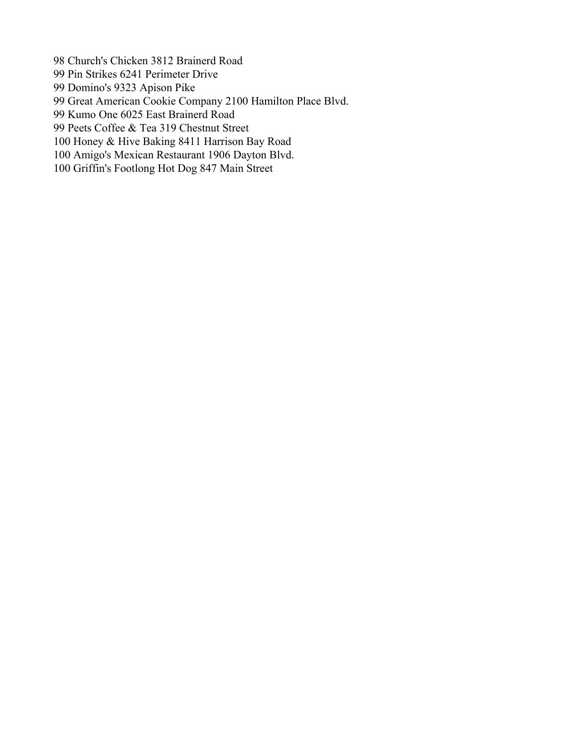98 Church's Chicken 3812 Brainerd Road
99 Pin Strikes 6241 Perimeter Drive
99 Domino's 9323 Apison Pike
99 Great American Cookie Company 2100 Hamilton Place Blvd.
99 Kumo One 6025 East Brainerd Road
99 Peets Coffee & Tea 319 Chestnut Street
100 Honey & Hive Baking 8411 Harrison Bay Road
100 Amigo's Mexican Restaurant 1906 Dayton Blvd.
100 Griffin's Footlong Hot Dog 847 Main Street